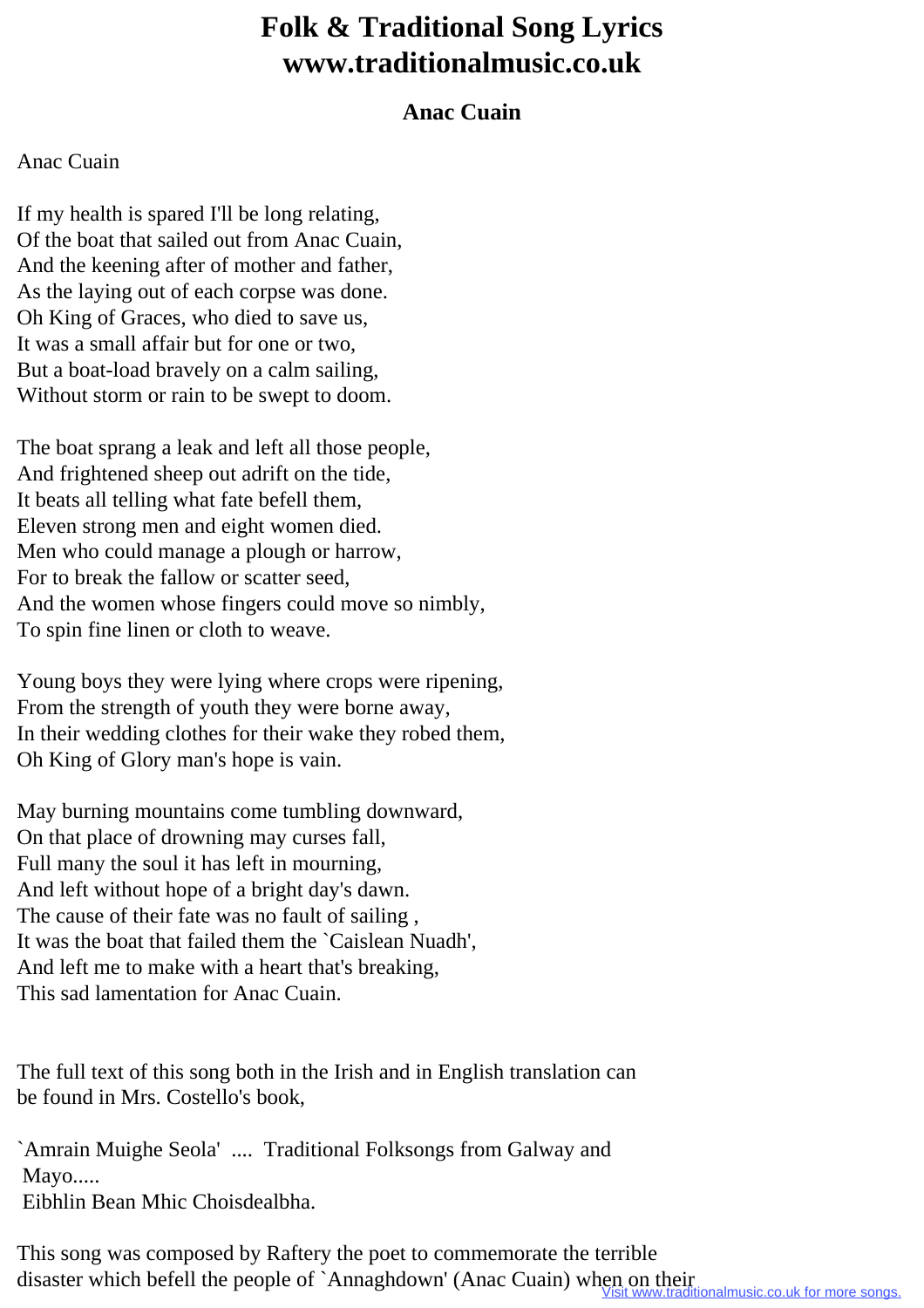# Folk & Traditional Song Lyrics
# www.traditionalmusic.co.uk

### Anac Cuain

Anac Cuain

If my health is spared I'll be long relating,
Of the boat that sailed out from Anac Cuain,
And the keening after of mother and father,
As the laying out of each corpse was done.
Oh King of Graces, who died to save us,
It was a small affair but for one or two,
But a boat-load bravely on a calm sailing,
Without storm or rain to be swept to doom.

The boat sprang a leak and left all those people,
And frightened sheep out adrift on the tide,
It beats all telling what fate befell them,
Eleven strong men and eight women died.
Men who could manage a plough or harrow,
For to break the fallow or scatter seed,
And the women whose fingers could move so nimbly,
To spin fine linen or cloth to weave.

Young boys they were lying where crops were ripening,
From the strength of youth they were borne away,
In their wedding clothes for their wake they robed them,
Oh King of Glory man's hope is vain.

May burning mountains come tumbling downward,
On that place of drowning may curses fall,
Full many the soul it has left in mourning,
And left without hope of a bright day's dawn.
The cause of their fate was no fault of sailing ,
It was the boat that failed them the `Caislean Nuadh',
And left me to make with a heart that's breaking,
This sad lamentation for Anac Cuain.

The full text of this song both in the Irish and in English translation can be found in Mrs. Costello's book,

`Amrain Muighe Seola' .... Traditional Folksongs from Galway and Mayo.....
Eibhlin Bean Mhic Choisdealbha.

This song was composed by Raftery the poet to commemorate the terrible disaster which befell the people of `Annaghdown' (Anac Cuain) when on their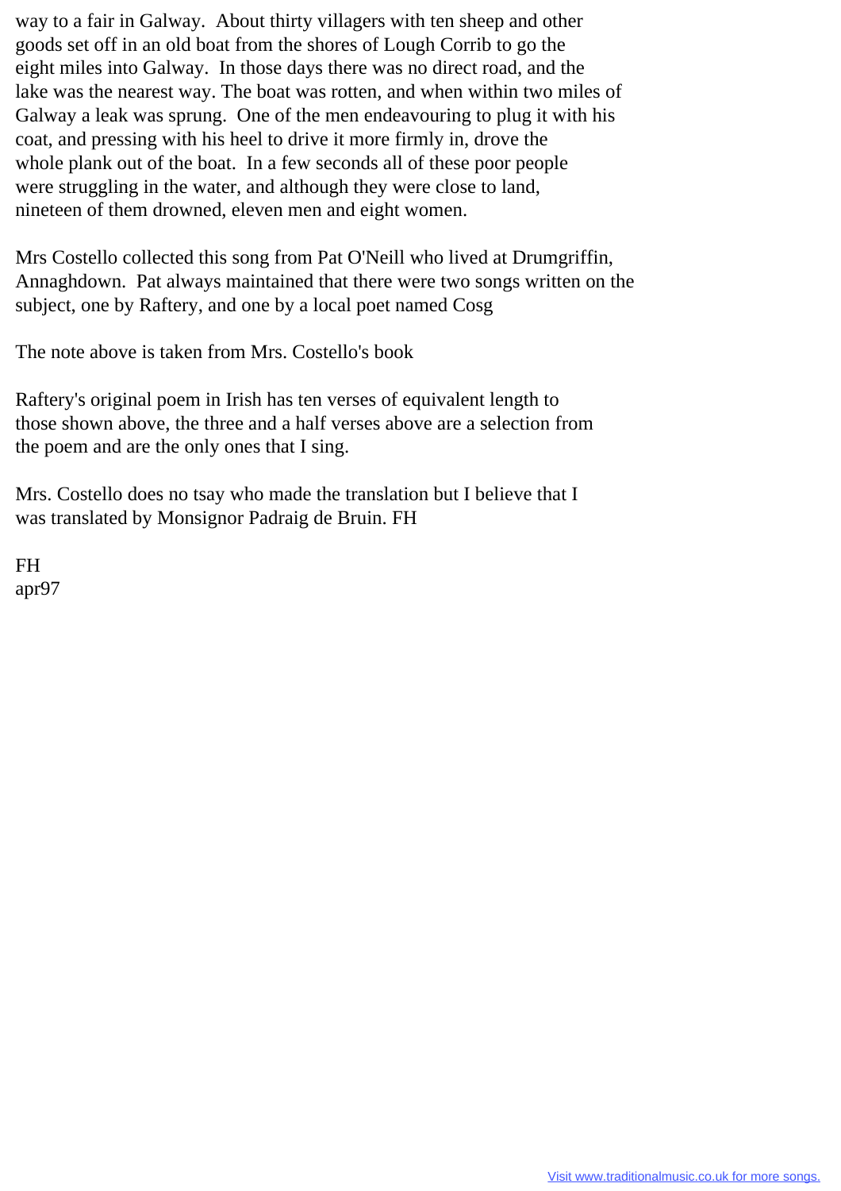way to a fair in Galway. About thirty villagers with ten sheep and other goods set off in an old boat from the shores of Lough Corrib to go the eight miles into Galway. In those days there was no direct road, and the lake was the nearest way. The boat was rotten, and when within two miles of Galway a leak was sprung. One of the men endeavouring to plug it with his coat, and pressing with his heel to drive it more firmly in, drove the whole plank out of the boat. In a few seconds all of these poor people were struggling in the water, and although they were close to land, nineteen of them drowned, eleven men and eight women.

Mrs Costello collected this song from Pat O'Neill who lived at Drumgriffin, Annaghdown. Pat always maintained that there were two songs written on the subject, one by Raftery, and one by a local poet named Cosg

The note above is taken from Mrs. Costello's book

Raftery's original poem in Irish has ten verses of equivalent length to those shown above, the three and a half verses above are a selection from the poem and are the only ones that I sing.

Mrs. Costello does no tsay who made the translation but I believe that I was translated by Monsignor Padraig de Bruin. FH

FH
apr97